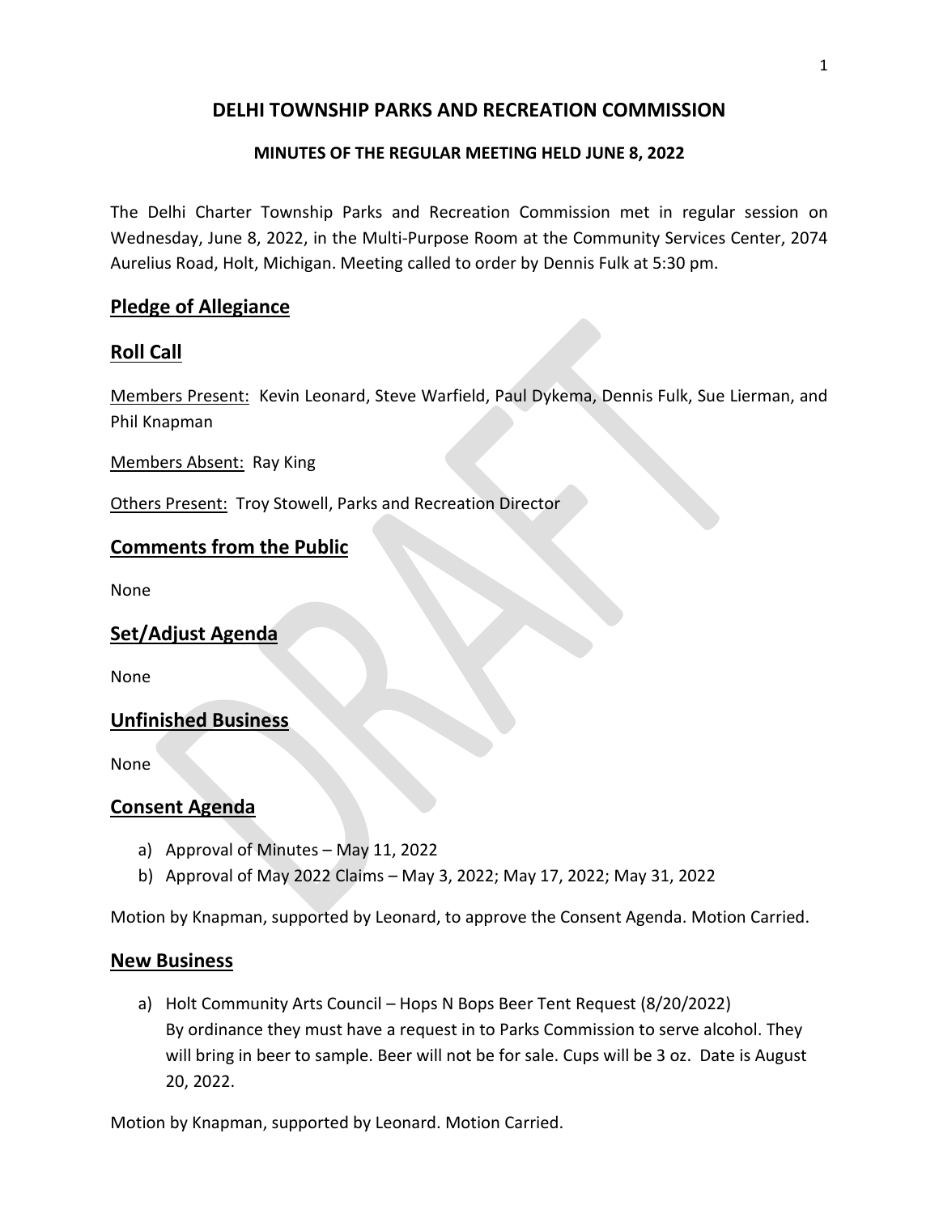# DELHI TOWNSHIP PARKS AND RECREATION COMMISSION

### MINUTES OF THE REGULAR MEETING HELD JUNE 8, 2022

The Delhi Charter Township Parks and Recreation Commission met in regular session on Wednesday, June 8, 2022, in the Multi-Purpose Room at the Community Services Center, 2074 Aurelius Road, Holt, Michigan. Meeting called to order by Dennis Fulk at 5:30 pm.

## Pledge of Allegiance

## Roll Call

Members Present: Kevin Leonard, Steve Warfield, Paul Dykema, Dennis Fulk, Sue Lierman, and Phil Knapman

Members Absent: Ray King

Others Present: Troy Stowell, Parks and Recreation Director

## Comments from the Public

None

## Set/Adjust Agenda

None

## Unfinished Business

None

## Consent Agenda

a) Approval of Minutes – May 11, 2022
b) Approval of May 2022 Claims – May 3, 2022; May 17, 2022; May 31, 2022

Motion by Knapman, supported by Leonard, to approve the Consent Agenda. Motion Carried.

## New Business

a) Holt Community Arts Council – Hops N Bops Beer Tent Request (8/20/2022)
   By ordinance they must have a request in to Parks Commission to serve alcohol. They will bring in beer to sample. Beer will not be for sale. Cups will be 3 oz. Date is August 20, 2022.

Motion by Knapman, supported by Leonard. Motion Carried.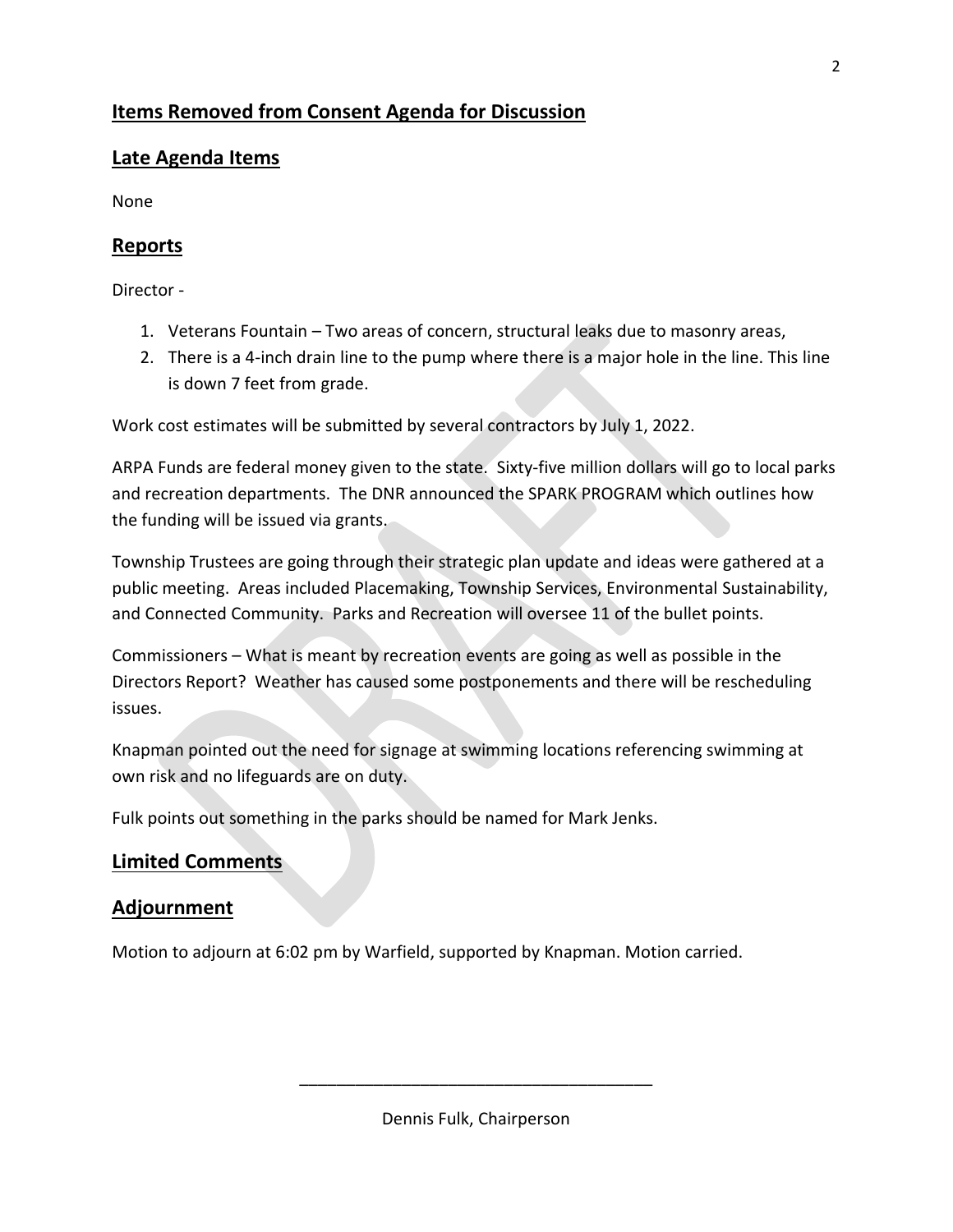## Items Removed from Consent Agenda for Discussion

## Late Agenda Items

None

## Reports

Director -

1. Veterans Fountain – Two areas of concern, structural leaks due to masonry areas,
2. There is a 4-inch drain line to the pump where there is a major hole in the line. This line is down 7 feet from grade.

Work cost estimates will be submitted by several contractors by July 1, 2022.

ARPA Funds are federal money given to the state. Sixty-five million dollars will go to local parks and recreation departments. The DNR announced the SPARK PROGRAM which outlines how the funding will be issued via grants.

Township Trustees are going through their strategic plan update and ideas were gathered at a public meeting. Areas included Placemaking, Township Services, Environmental Sustainability, and Connected Community. Parks and Recreation will oversee 11 of the bullet points.

Commissioners – What is meant by recreation events are going as well as possible in the Directors Report? Weather has caused some postponements and there will be rescheduling issues.

Knapman pointed out the need for signage at swimming locations referencing swimming at own risk and no lifeguards are on duty.

Fulk points out something in the parks should be named for Mark Jenks.

## Limited Comments

## Adjournment

Motion to adjourn at 6:02 pm by Warfield, supported by Knapman. Motion carried.

_______________________________________

Dennis Fulk, Chairperson